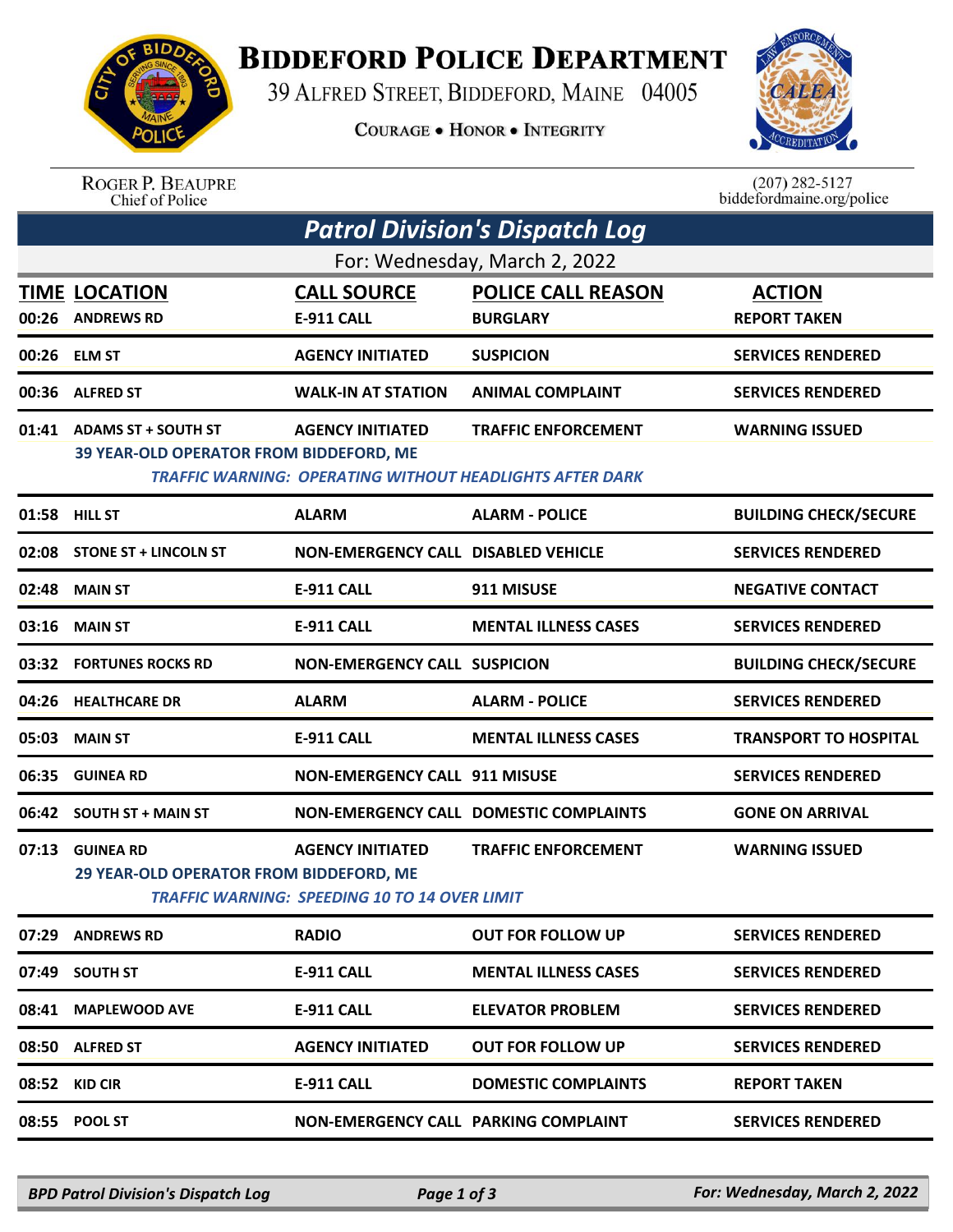# Biddeford Police Department

39 Alfred Street, Biddeford, Maine 04005

Courage • Honor • Integrity

Roger P. Beaupre
Chief of Police

(207) 282-5127
biddefordmaine.org/police

## *Patrol Division's Dispatch Log*

For: Wednesday, March 2, 2022

| TIME | LOCATION | CALL SOURCE | POLICE CALL REASON | ACTION |
|---|---|---|---|---|
| 00:26 | ANDREWS RD | E-911 CALL | BURGLARY | REPORT TAKEN |
| 00:26 | ELM ST | AGENCY INITIATED | SUSPICION | SERVICES RENDERED |
| 00:36 | ALFRED ST | WALK-IN AT STATION | ANIMAL COMPLAINT | SERVICES RENDERED |
| 01:41 | ADAMS ST + SOUTH ST<br>39 YEAR-OLD OPERATOR FROM BIDDEFORD, ME<br>*TRAFFIC WARNING: OPERATING WITHOUT HEADLIGHTS AFTER DARK* | AGENCY INITIATED | TRAFFIC ENFORCEMENT | WARNING ISSUED |
| 01:58 | HILL ST | ALARM | ALARM - POLICE | BUILDING CHECK/SECURE |
| 02:08 | STONE ST + LINCOLN ST | NON-EMERGENCY CALL | DISABLED VEHICLE | SERVICES RENDERED |
| 02:48 | MAIN ST | E-911 CALL | 911 MISUSE | NEGATIVE CONTACT |
| 03:16 | MAIN ST | E-911 CALL | MENTAL ILLNESS CASES | SERVICES RENDERED |
| 03:32 | FORTUNES ROCKS RD | NON-EMERGENCY CALL | SUSPICION | BUILDING CHECK/SECURE |
| 04:26 | HEALTHCARE DR | ALARM | ALARM - POLICE | SERVICES RENDERED |
| 05:03 | MAIN ST | E-911 CALL | MENTAL ILLNESS CASES | TRANSPORT TO HOSPITAL |
| 06:35 | GUINEA RD | NON-EMERGENCY CALL | 911 MISUSE | SERVICES RENDERED |
| 06:42 | SOUTH ST + MAIN ST | NON-EMERGENCY CALL | DOMESTIC COMPLAINTS | GONE ON ARRIVAL |
| 07:13 | GUINEA RD<br>29 YEAR-OLD OPERATOR FROM BIDDEFORD, ME<br>*TRAFFIC WARNING: SPEEDING 10 TO 14 OVER LIMIT* | AGENCY INITIATED | TRAFFIC ENFORCEMENT | WARNING ISSUED |
| 07:29 | ANDREWS RD | RADIO | OUT FOR FOLLOW UP | SERVICES RENDERED |
| 07:49 | SOUTH ST | E-911 CALL | MENTAL ILLNESS CASES | SERVICES RENDERED |
| 08:41 | MAPLEWOOD AVE | E-911 CALL | ELEVATOR PROBLEM | SERVICES RENDERED |
| 08:50 | ALFRED ST | AGENCY INITIATED | OUT FOR FOLLOW UP | SERVICES RENDERED |
| 08:52 | KID CIR | E-911 CALL | DOMESTIC COMPLAINTS | REPORT TAKEN |
| 08:55 | POOL ST | NON-EMERGENCY CALL | PARKING COMPLAINT | SERVICES RENDERED |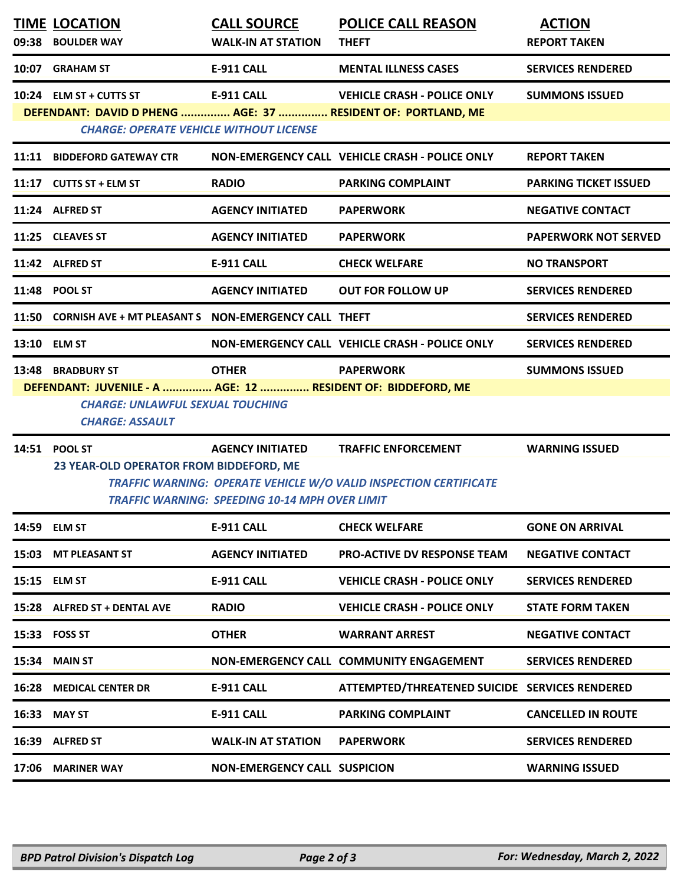| TIME | LOCATION | CALL SOURCE | POLICE CALL REASON | ACTION |
|---|---|---|---|---|
| 09:38 | BOULDER WAY | WALK-IN AT STATION | THEFT | REPORT TAKEN |
| 10:07 | GRAHAM ST | E-911 CALL | MENTAL ILLNESS CASES | SERVICES RENDERED |
| 10:24 | ELM ST + CUTTS ST | E-911 CALL | VEHICLE CRASH - POLICE ONLY | SUMMONS ISSUED |
| | **DEFENDANT: DAVID D PHENG ............... AGE: 37 ............... RESIDENT OF: PORTLAND, ME** | | | |
| | *CHARGE: OPERATE VEHICLE WITHOUT LICENSE* | | | |
| 11:11 | BIDDEFORD GATEWAY CTR | NON-EMERGENCY CALL | VEHICLE CRASH - POLICE ONLY | REPORT TAKEN |
| 11:17 | CUTTS ST + ELM ST | RADIO | PARKING COMPLAINT | PARKING TICKET ISSUED |
| 11:24 | ALFRED ST | AGENCY INITIATED | PAPERWORK | NEGATIVE CONTACT |
| 11:25 | CLEAVES ST | AGENCY INITIATED | PAPERWORK | PAPERWORK NOT SERVED |
| 11:42 | ALFRED ST | E-911 CALL | CHECK WELFARE | NO TRANSPORT |
| 11:48 | POOL ST | AGENCY INITIATED | OUT FOR FOLLOW UP | SERVICES RENDERED |
| 11:50 | CORNISH AVE + MT PLEASANT S | NON-EMERGENCY CALL | THEFT | SERVICES RENDERED |
| 13:10 | ELM ST | NON-EMERGENCY CALL | VEHICLE CRASH - POLICE ONLY | SERVICES RENDERED |
| 13:48 | BRADBURY ST | OTHER | PAPERWORK | SUMMONS ISSUED |
| | **DEFENDANT: JUVENILE - A ............... AGE: 12 ............... RESIDENT OF: BIDDEFORD, ME** | | | |
| | *CHARGE: UNLAWFUL SEXUAL TOUCHING* | | | |
| | *CHARGE: ASSAULT* | | | |
| 14:51 | POOL ST | AGENCY INITIATED | TRAFFIC ENFORCEMENT | WARNING ISSUED |
| | **23 YEAR-OLD OPERATOR FROM BIDDEFORD, ME** | | | |
| | *TRAFFIC WARNING: OPERATE VEHICLE W/O VALID INSPECTION CERTIFICATE* | | | |
| | *TRAFFIC WARNING: SPEEDING 10-14 MPH OVER LIMIT* | | | |
| 14:59 | ELM ST | E-911 CALL | CHECK WELFARE | GONE ON ARRIVAL |
| 15:03 | MT PLEASANT ST | AGENCY INITIATED | PRO-ACTIVE DV RESPONSE TEAM | NEGATIVE CONTACT |
| 15:15 | ELM ST | E-911 CALL | VEHICLE CRASH - POLICE ONLY | SERVICES RENDERED |
| 15:28 | ALFRED ST + DENTAL AVE | RADIO | VEHICLE CRASH - POLICE ONLY | STATE FORM TAKEN |
| 15:33 | FOSS ST | OTHER | WARRANT ARREST | NEGATIVE CONTACT |
| 15:34 | MAIN ST | NON-EMERGENCY CALL | COMMUNITY ENGAGEMENT | SERVICES RENDERED |
| 16:28 | MEDICAL CENTER DR | E-911 CALL | ATTEMPTED/THREATENED SUICIDE | SERVICES RENDERED |
| 16:33 | MAY ST | E-911 CALL | PARKING COMPLAINT | CANCELLED IN ROUTE |
| 16:39 | ALFRED ST | WALK-IN AT STATION | PAPERWORK | SERVICES RENDERED |
| 17:06 | MARINER WAY | NON-EMERGENCY CALL | SUSPICION | WARNING ISSUED |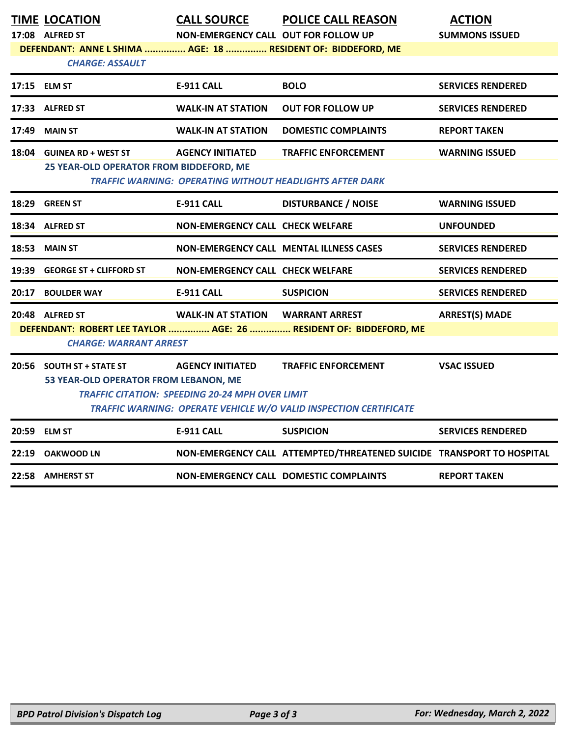| TIME | LOCATION | CALL SOURCE | POLICE CALL REASON | ACTION |
|---|---|---|---|---|
| 17:08 | ALFRED ST | NON-EMERGENCY CALL | OUT FOR FOLLOW UP | SUMMONS ISSUED |
| | DEFENDANT: ANNE L SHIMA ............... AGE: 18 ............... RESIDENT OF: BIDDEFORD, ME | | | |
| | *CHARGE: ASSAULT* | | | |
| 17:15 | ELM ST | E-911 CALL | BOLO | SERVICES RENDERED |
| 17:33 | ALFRED ST | WALK-IN AT STATION | OUT FOR FOLLOW UP | SERVICES RENDERED |
| 17:49 | MAIN ST | WALK-IN AT STATION | DOMESTIC COMPLAINTS | REPORT TAKEN |
| 18:04 | GUINEA RD + WEST ST | AGENCY INITIATED | TRAFFIC ENFORCEMENT | WARNING ISSUED |
| | 25 YEAR-OLD OPERATOR FROM BIDDEFORD, ME | | | |
| | *TRAFFIC WARNING: OPERATING WITHOUT HEADLIGHTS AFTER DARK* | | | |
| 18:29 | GREEN ST | E-911 CALL | DISTURBANCE / NOISE | WARNING ISSUED |
| 18:34 | ALFRED ST | NON-EMERGENCY CALL | CHECK WELFARE | UNFOUNDED |
| 18:53 | MAIN ST | NON-EMERGENCY CALL | MENTAL ILLNESS CASES | SERVICES RENDERED |
| 19:39 | GEORGE ST + CLIFFORD ST | NON-EMERGENCY CALL | CHECK WELFARE | SERVICES RENDERED |
| 20:17 | BOULDER WAY | E-911 CALL | SUSPICION | SERVICES RENDERED |
| 20:48 | ALFRED ST | WALK-IN AT STATION | WARRANT ARREST | ARREST(S) MADE |
| | DEFENDANT: ROBERT LEE TAYLOR ............... AGE: 26 ............... RESIDENT OF: BIDDEFORD, ME | | | |
| | *CHARGE: WARRANT ARREST* | | | |
| 20:56 | SOUTH ST + STATE ST | AGENCY INITIATED | TRAFFIC ENFORCEMENT | VSAC ISSUED |
| | 53 YEAR-OLD OPERATOR FROM LEBANON, ME | | | |
| | *TRAFFIC CITATION: SPEEDING 20-24 MPH OVER LIMIT* | | | |
| | *TRAFFIC WARNING: OPERATE VEHICLE W/O VALID INSPECTION CERTIFICATE* | | | |
| 20:59 | ELM ST | E-911 CALL | SUSPICION | SERVICES RENDERED |
| 22:19 | OAKWOOD LN | NON-EMERGENCY CALL | ATTEMPTED/THREATENED SUICIDE | TRANSPORT TO HOSPITAL |
| 22:58 | AMHERST ST | NON-EMERGENCY CALL | DOMESTIC COMPLAINTS | REPORT TAKEN |

*BPD Patrol Division's Dispatch Log* — *For: Wednesday, March 2, 2022*